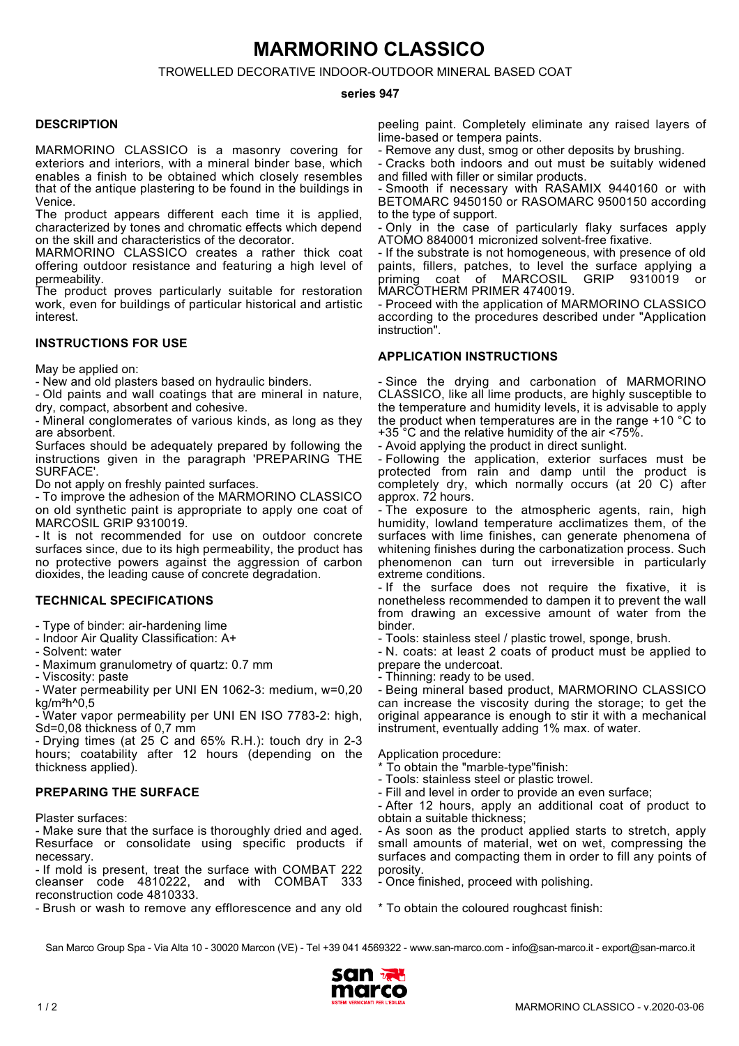# MARMORINO CLASSICO

TROWELLED DECORATIVE INDOOR-OUTDOOR MINERAL BASED COAT

**series 947**

## DESCRIPTION

MARMORINO CLASSICO is a masonry covering for exteriors and interiors, with a mineral binder base, which enables a finish to be obtained which closely resembles that of the antique plastering to be found in the buildings in Venice.

The product appears different each time it is applied, characterized by tones and chromatic effects which depend on the skill and characteristics of the decorator.

MARMORINO CLASSICO creates a rather thick coat offering outdoor resistance and featuring a high level of permeability.

The product proves particularly suitable for restoration work, even for buildings of particular historical and artistic interest.

## INSTRUCTIONS FOR USE

May be applied on:

- New and old plasters based on hydraulic binders.
- Old paints and wall coatings that are mineral in nature, dry, compact, absorbent and cohesive.
- Mineral conglomerates of various kinds, as long as they are absorbent.

Surfaces should be adequately prepared by following the instructions given in the paragraph 'PREPARING THE SURFACE'.

Do not apply on freshly painted surfaces.

- To improve the adhesion of the MARMORINO CLASSICO on old synthetic paint is appropriate to apply one coat of MARCOSIL GRIP 9310019.
- It is not recommended for use on outdoor concrete surfaces since, due to its high permeability, the product has no protective powers against the aggression of carbon dioxides, the leading cause of concrete degradation.

## TECHNICAL SPECIFICATIONS

- Type of binder: air-hardening lime
- Indoor Air Quality Classification: A+
- Solvent: water
- Maximum granulometry of quartz: 0.7 mm
- Viscosity: paste
- Water permeability per UNI EN 1062-3: medium, w=0,20 kg/m²h^0,5
- Water vapor permeability per UNI EN ISO 7783-2: high, Sd=0,08 thickness of 0,7 mm
- Drying times (at 25 C and 65% R.H.): touch dry in 2-3 hours; coatability after 12 hours (depending on the thickness applied).

## PREPARING THE SURFACE

Plaster surfaces:

- Make sure that the surface is thoroughly dried and aged. Resurface or consolidate using specific products if necessary.
- If mold is present, treat the surface with COMBAT 222 cleanser code 4810222, and with COMBAT 333 reconstruction code 4810333.
- Brush or wash to remove any efflorescence and any old peeling paint. Completely eliminate any raised layers of lime-based or tempera paints.
- Remove any dust, smog or other deposits by brushing.
- Cracks both indoors and out must be suitably widened and filled with filler or similar products.
- Smooth if necessary with RASAMIX 9440160 or with BETOMARC 9450150 or RASOMARC 9500150 according to the type of support.
- Only in the case of particularly flaky surfaces apply ATOMO 8840001 micronized solvent-free fixative.
- If the substrate is not homogeneous, with presence of old paints, fillers, patches, to level the surface applying a priming coat of MARCOSIL GRIP 9310019 or MARCOTHERM PRIMER 4740019.
- Proceed with the application of MARMORINO CLASSICO according to the procedures described under "Application instruction".

## APPLICATION INSTRUCTIONS

- Since the drying and carbonation of MARMORINO CLASSICO, like all lime products, are highly susceptible to the temperature and humidity levels, it is advisable to apply the product when temperatures are in the range +10 °C to +35 °C and the relative humidity of the air <75%.
- Avoid applying the product in direct sunlight.
- Following the application, exterior surfaces must be protected from rain and damp until the product is completely dry, which normally occurs (at 20 C) after approx. 72 hours.
- The exposure to the atmospheric agents, rain, high humidity, lowland temperature acclimatizes them, of the surfaces with lime finishes, can generate phenomena of whitening finishes during the carbonatization process. Such phenomenon can turn out irreversible in particularly extreme conditions.
- If the surface does not require the fixative, it is nonetheless recommended to dampen it to prevent the wall from drawing an excessive amount of water from the binder.
- Tools: stainless steel / plastic trowel, sponge, brush.
- N. coats: at least 2 coats of product must be applied to prepare the undercoat.
- Thinning: ready to be used.
- Being mineral based product, MARMORINO CLASSICO can increase the viscosity during the storage; to get the original appearance is enough to stir it with a mechanical instrument, eventually adding 1% max. of water.

Application procedure:

* To obtain the "marble-type"finish:
- Tools: stainless steel or plastic trowel.
- Fill and level in order to provide an even surface;
- After 12 hours, apply an additional coat of product to obtain a suitable thickness;
- As soon as the product applied starts to stretch, apply small amounts of material, wet on wet, compressing the surfaces and compacting them in order to fill any points of porosity.
- Once finished, proceed with polishing.

* To obtain the coloured roughcast finish: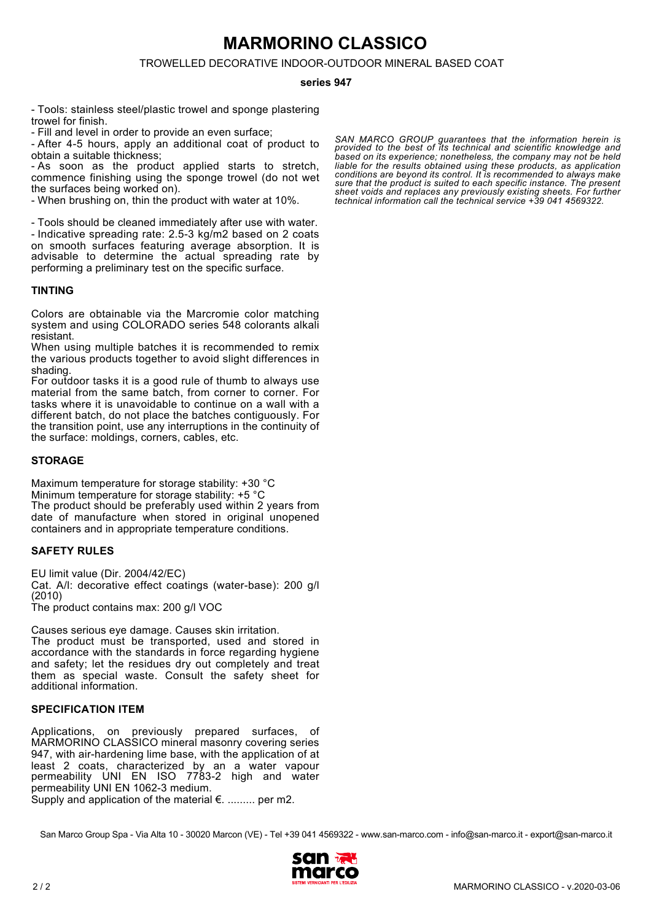# MARMORINO CLASSICO

TROWELLED DECORATIVE INDOOR-OUTDOOR MINERAL BASED COAT

**series 947**

- Tools: stainless steel/plastic trowel and sponge plastering trowel for finish.
- Fill and level in order to provide an even surface;
- After 4-5 hours, apply an additional coat of product to obtain a suitable thickness;
- As soon as the product applied starts to stretch, commence finishing using the sponge trowel (do not wet the surfaces being worked on).
- When brushing on, thin the product with water at 10%.

- Tools should be cleaned immediately after use with water.
- Indicative spreading rate: 2.5-3 kg/m2 based on 2 coats on smooth surfaces featuring average absorption. It is advisable to determine the actual spreading rate by performing a preliminary test on the specific surface.

### TINTING

Colors are obtainable via the Marcromie color matching system and using COLORADO series 548 colorants alkali resistant.

When using multiple batches it is recommended to remix the various products together to avoid slight differences in shading.

For outdoor tasks it is a good rule of thumb to always use material from the same batch, from corner to corner. For tasks where it is unavoidable to continue on a wall with a different batch, do not place the batches contiguously. For the transition point, use any interruptions in the continuity of the surface: moldings, corners, cables, etc.

### STORAGE

Maximum temperature for storage stability: +30 °C
Minimum temperature for storage stability: +5 °C
The product should be preferably used within 2 years from date of manufacture when stored in original unopened containers and in appropriate temperature conditions.

### SAFETY RULES

EU limit value (Dir. 2004/42/EC)
Cat. A/l: decorative effect coatings (water-base): 200 g/l (2010)
The product contains max: 200 g/l VOC

Causes serious eye damage. Causes skin irritation.
The product must be transported, used and stored in accordance with the standards in force regarding hygiene and safety; let the residues dry out completely and treat them as special waste. Consult the safety sheet for additional information.

### SPECIFICATION ITEM

Applications, on previously prepared surfaces, of MARMORINO CLASSICO mineral masonry covering series 947, with air-hardening lime base, with the application of at least 2 coats, characterized by an a water vapour permeability UNI EN ISO 7783-2 high and water permeability UNI EN 1062-3 medium.
Supply and application of the material €. ......... per m2.

*SAN MARCO GROUP guarantees that the information herein is provided to the best of its technical and scientific knowledge and based on its experience; nonetheless, the company may not be held liable for the results obtained using these products, as application conditions are beyond its control. It is recommended to always make sure that the product is suited to each specific instance. The present sheet voids and replaces any previously existing sheets. For further technical information call the technical service +39 041 4569322.*

San Marco Group Spa - Via Alta 10 - 30020 Marcon (VE) - Tel +39 041 4569322 - www.san-marco.com - info@san-marco.it - export@san-marco.it